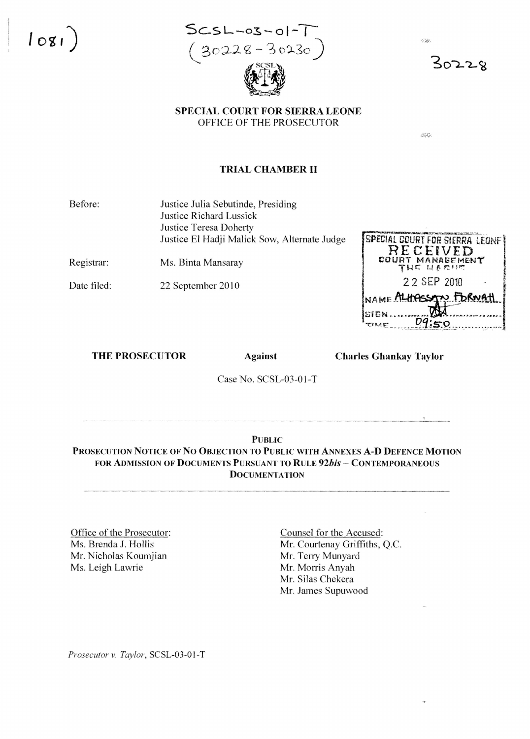1081

SCSL-03-01-T
(30228-30230)

30228

**SPECIAL COURT FOR SIERRA LEONE**
OFFICE OF THE PROSECUTOR

**TRIAL CHAMBER II**

Before: Justice Julia Sebutinde, Presiding
Justice Richard Lussick
Justice Teresa Doherty
Justice El Hadji Malick Sow, Alternate Judge

Registrar: Ms. Binta Mansaray

Date filed: 22 September 2010

SPECIAL COURT FOR SIERRA LEONE
RECEIVED
COURT MANAGEMENT
THE HAGUE
22 SEP 2010
NAME ALHASSAN FORNAH
SIGN
TIME 09:50

**THE PROSECUTOR** **Against** **Charles Ghankay Taylor**

Case No. SCSL-03-01-T

---

**PUBLIC**

**PROSECUTION NOTICE OF NO OBJECTION TO PUBLIC WITH ANNEXES A-D DEFENCE MOTION FOR ADMISSION OF DOCUMENTS PURSUANT TO RULE 92*bis* – CONTEMPORANEOUS DOCUMENTATION**

---

Office of the Prosecutor:
Ms. Brenda J. Hollis
Mr. Nicholas Koumjian
Ms. Leigh Lawrie

Counsel for the Accused:
Mr. Courtenay Griffiths, Q.C.
Mr. Terry Munyard
Mr. Morris Anyah
Mr. Silas Chekera
Mr. James Supuwood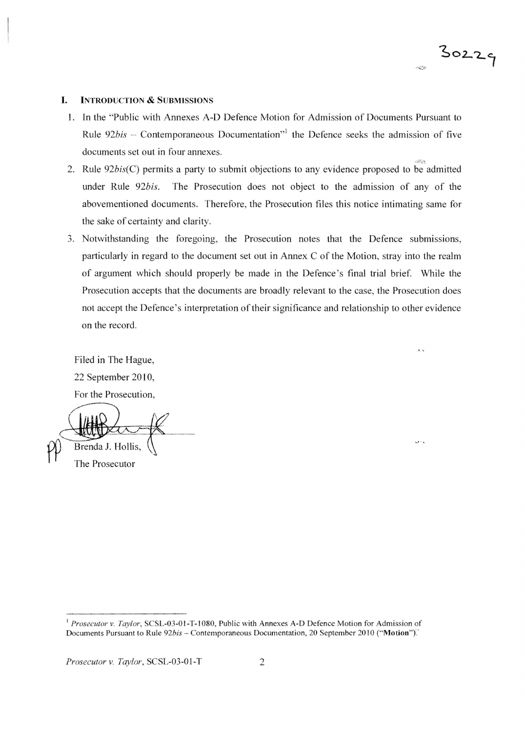## I. INTRODUCTION & SUBMISSIONS

1. In the "Public with Annexes A-D Defence Motion for Admission of Documents Pursuant to Rule 92*bis* – Contemporaneous Documentation"[1] the Defence seeks the admission of five documents set out in four annexes.
2. Rule 92*bis*(C) permits a party to submit objections to any evidence proposed to be admitted under Rule 92*bis*. The Prosecution does not object to the admission of any of the abovementioned documents. Therefore, the Prosecution files this notice intimating same for the sake of certainty and clarity.
3. Notwithstanding the foregoing, the Prosecution notes that the Defence submissions, particularly in regard to the document set out in Annex C of the Motion, stray into the realm of argument which should properly be made in the Defence's final trial brief. While the Prosecution accepts that the documents are broadly relevant to the case, the Prosecution does not accept the Defence's interpretation of their significance and relationship to other evidence on the record.

Filed in The Hague,
22 September 2010,
For the Prosecution,

Brenda J. Hollis,
The Prosecutor

---

[1] *Prosecutor v. Taylor*, SCSL-03-01-T-1080, Public with Annexes A-D Defence Motion for Admission of Documents Pursuant to Rule 92*bis* – Contemporaneous Documentation, 20 September 2010 ("**Motion**").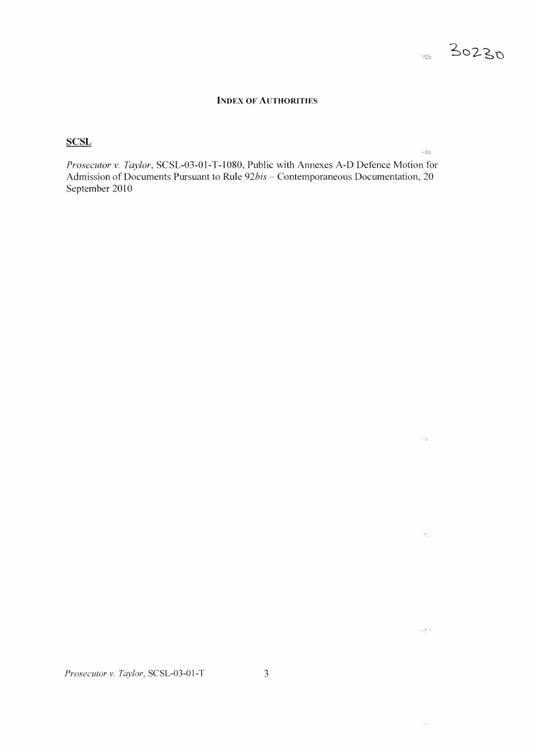**INDEX OF AUTHORITIES**

**SCSL**

*Prosecutor v. Taylor*, SCSL-03-01-T-1080, Public with Annexes A-D Defence Motion for Admission of Documents Pursuant to Rule 92*bis* – Contemporaneous Documentation, 20 September 2010